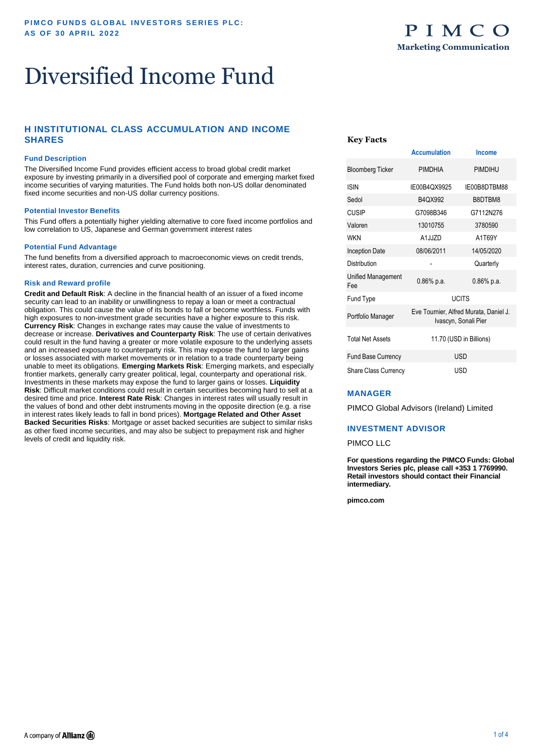PIMCO FUNDS GLOBAL INVESTORS SERIES PLC:
AS OF 30 APRIL 2022

PIMCO
Marketing Communication

# Diversified Income Fund

## H INSTITUTIONAL CLASS ACCUMULATION AND INCOME SHARES

### Fund Description

The Diversified Income Fund provides efficient access to broad global credit market exposure by investing primarily in a diversified pool of corporate and emerging market fixed income securities of varying maturities. The Fund holds both non-US dollar denominated fixed income securities and non-US dollar currency positions.

### Potential Investor Benefits

This Fund offers a potentially higher yielding alternative to core fixed income portfolios and low correlation to US, Japanese and German government interest rates

### Potential Fund Advantage

The fund benefits from a diversified approach to macroeconomic views on credit trends, interest rates, duration, currencies and curve positioning.

### Risk and Reward profile

**Credit and Default Risk**: A decline in the financial health of an issuer of a fixed income security can lead to an inability or unwillingness to repay a loan or meet a contractual obligation. This could cause the value of its bonds to fall or become worthless. Funds with high exposures to non-investment grade securities have a higher exposure to this risk. **Currency Risk**: Changes in exchange rates may cause the value of investments to decrease or increase. **Derivatives and Counterparty Risk**: The use of certain derivatives could result in the fund having a greater or more volatile exposure to the underlying assets and an increased exposure to counterparty risk. This may expose the fund to larger gains or losses associated with market movements or in relation to a trade counterparty being unable to meet its obligations. **Emerging Markets Risk**: Emerging markets, and especially frontier markets, generally carry greater political, legal, counterparty and operational risk. Investments in these markets may expose the fund to larger gains or losses. **Liquidity Risk**: Difficult market conditions could result in certain securities becoming hard to sell at a desired time and price. **Interest Rate Risk**: Changes in interest rates will usually result in the values of bond and other debt instruments moving in the opposite direction (e.g. a rise in interest rates likely leads to fall in bond prices). **Mortgage Related and Other Asset Backed Securities Risks**: Mortgage or asset backed securities are subject to similar risks as other fixed income securities, and may also be subject to prepayment risk and higher levels of credit and liquidity risk.

### Key Facts

| | Accumulation | Income |
|---|---|---|
| Bloomberg Ticker | PIMDHIA | PIMDIHU |
| ISIN | IE00B4QX9925 | IE00B8DTBM88 |
| Sedol | B4QX992 | B8DTBM8 |
| CUSIP | G7098B346 | G7112N276 |
| Valoren | 13010755 | 3780590 |
| WKN | A1JJZD | A1T69Y |
| Inception Date | 08/06/2011 | 14/05/2020 |
| Distribution | - | Quarterly |
| Unified Management Fee | 0.86% p.a. | 0.86% p.a. |
| Fund Type | UCITS | |
| Portfolio Manager | Eve Tournier, Alfred Murata, Daniel J. Ivascyn, Sonali Pier | |
| Total Net Assets | 11.70 (USD in Billions) | |
| Fund Base Currency | USD | |
| Share Class Currency | USD | |

### MANAGER

PIMCO Global Advisors (Ireland) Limited

### INVESTMENT ADVISOR

PIMCO LLC

**For questions regarding the PIMCO Funds: Global Investors Series plc, please call +353 1 7769990. Retail investors should contact their Financial intermediary.**

**pimco.com**

A company of Allianz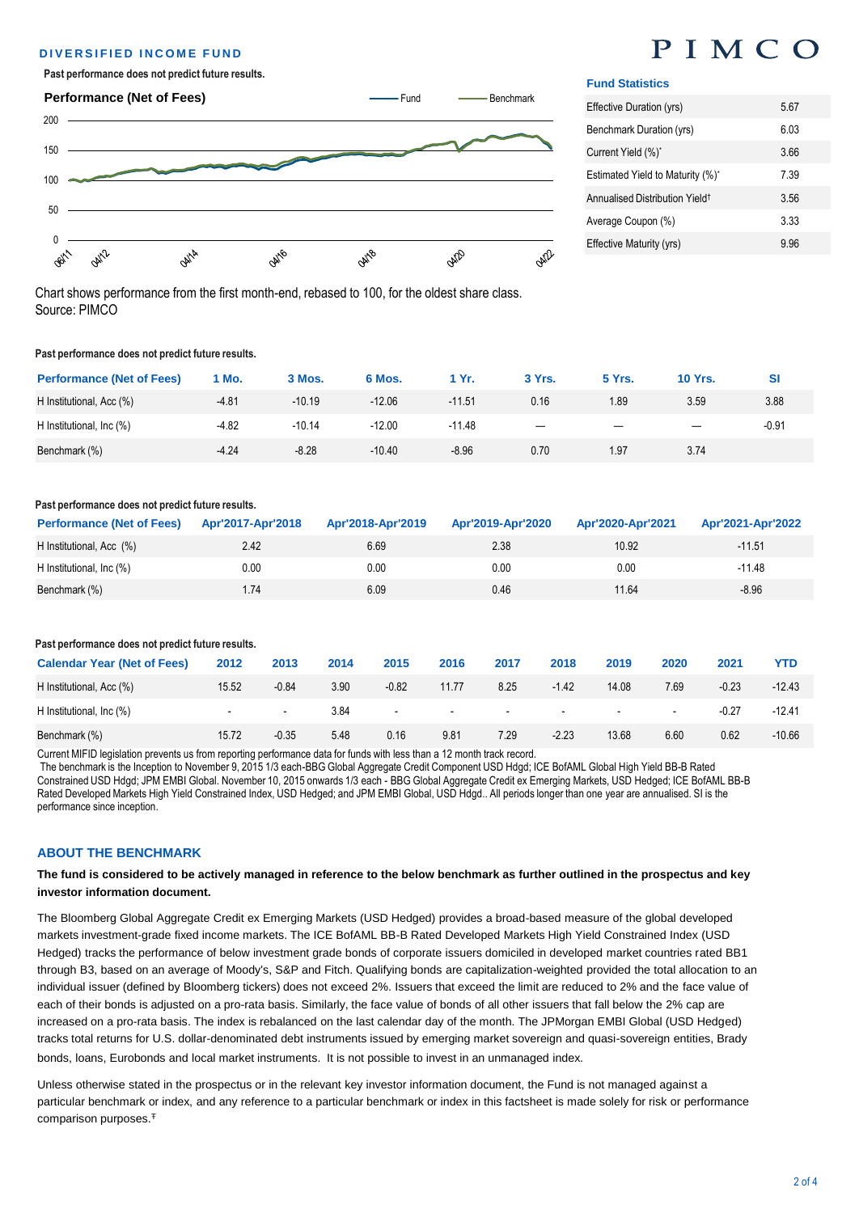## DIVERSIFIED INCOME FUND

**PIMCO**

**Past performance does not predict future results.**

### Performance (Net of Fees)

Chart shows performance from the first month-end, rebased to 100, for the oldest share class.
Source: PIMCO

### Fund Statistics

| Fund Statistics | |
|---|---|
| Effective Duration (yrs) | 5.67 |
| Benchmark Duration (yrs) | 6.03 |
| Current Yield (%)* | 3.66 |
| Estimated Yield to Maturity (%)* | 7.39 |
| Annualised Distribution Yield† | 3.56 |
| Average Coupon (%) | 3.33 |
| Effective Maturity (yrs) | 9.96 |

**Past performance does not predict future results.**

| Performance (Net of Fees) | 1 Mo. | 3 Mos. | 6 Mos. | 1 Yr. | 3 Yrs. | 5 Yrs. | 10 Yrs. | SI |
|---|---|---|---|---|---|---|---|---|
| H Institutional, Acc (%) | -4.81 | -10.19 | -12.06 | -11.51 | 0.16 | 1.89 | 3.59 | 3.88 |
| H Institutional, Inc (%) | -4.82 | -10.14 | -12.00 | -11.48 | — | — | — | -0.91 |
| Benchmark (%) | -4.24 | -8.28 | -10.40 | -8.96 | 0.70 | 1.97 | 3.74 | |

**Past performance does not predict future results.**

| Performance (Net of Fees) | Apr'2017-Apr'2018 | Apr'2018-Apr'2019 | Apr'2019-Apr'2020 | Apr'2020-Apr'2021 | Apr'2021-Apr'2022 |
|---|---|---|---|---|---|
| H Institutional, Acc (%) | 2.42 | 6.69 | 2.38 | 10.92 | -11.51 |
| H Institutional, Inc (%) | 0.00 | 0.00 | 0.00 | 0.00 | -11.48 |
| Benchmark (%) | 1.74 | 6.09 | 0.46 | 11.64 | -8.96 |

**Past performance does not predict future results.**

| Calendar Year (Net of Fees) | 2012 | 2013 | 2014 | 2015 | 2016 | 2017 | 2018 | 2019 | 2020 | 2021 | YTD |
|---|---|---|---|---|---|---|---|---|---|---|---|
| H Institutional, Acc (%) | 15.52 | -0.84 | 3.90 | -0.82 | 11.77 | 8.25 | -1.42 | 14.08 | 7.69 | -0.23 | -12.43 |
| H Institutional, Inc (%) | - | - | 3.84 | - | - | - | - | - | - | -0.27 | -12.41 |
| Benchmark (%) | 15.72 | -0.35 | 5.48 | 0.16 | 9.81 | 7.29 | -2.23 | 13.68 | 6.60 | 0.62 | -10.66 |

Current MIFID legislation prevents us from reporting performance data for funds with less than a 12 month track record.
The benchmark is the Inception to November 9, 2015 1/3 each-BBG Global Aggregate Credit Component USD Hdgd; ICE BofAML Global High Yield BB-B Rated Constrained USD Hdgd; JPM EMBI Global. November 10, 2015 onwards 1/3 each - BBG Global Aggregate Credit ex Emerging Markets, USD Hedged; ICE BofAML BB-B Rated Developed Markets High Yield Constrained Index, USD Hedged; and JPM EMBI Global, USD Hdgd.. All periods longer than one year are annualised. SI is the performance since inception.

## ABOUT THE BENCHMARK

**The fund is considered to be actively managed in reference to the below benchmark as further outlined in the prospectus and key investor information document.**

The Bloomberg Global Aggregate Credit ex Emerging Markets (USD Hedged) provides a broad-based measure of the global developed markets investment-grade fixed income markets. The ICE BofAML BB-B Rated Developed Markets High Yield Constrained Index (USD Hedged) tracks the performance of below investment grade bonds of corporate issuers domiciled in developed market countries rated BB1 through B3, based on an average of Moody's, S&P and Fitch. Qualifying bonds are capitalization-weighted provided the total allocation to an individual issuer (defined by Bloomberg tickers) does not exceed 2%. Issuers that exceed the limit are reduced to 2% and the face value of each of their bonds is adjusted on a pro-rata basis. Similarly, the face value of bonds of all other issuers that fall below the 2% cap are increased on a pro-rata basis. The index is rebalanced on the last calendar day of the month. The JPMorgan EMBI Global (USD Hedged) tracks total returns for U.S. dollar-denominated debt instruments issued by emerging market sovereign and quasi-sovereign entities, Brady bonds, loans, Eurobonds and local market instruments. It is not possible to invest in an unmanaged index.

Unless otherwise stated in the prospectus or in the relevant key investor information document, the Fund is not managed against a particular benchmark or index, and any reference to a particular benchmark or index in this factsheet is made solely for risk or performance comparison purposes.ᵻ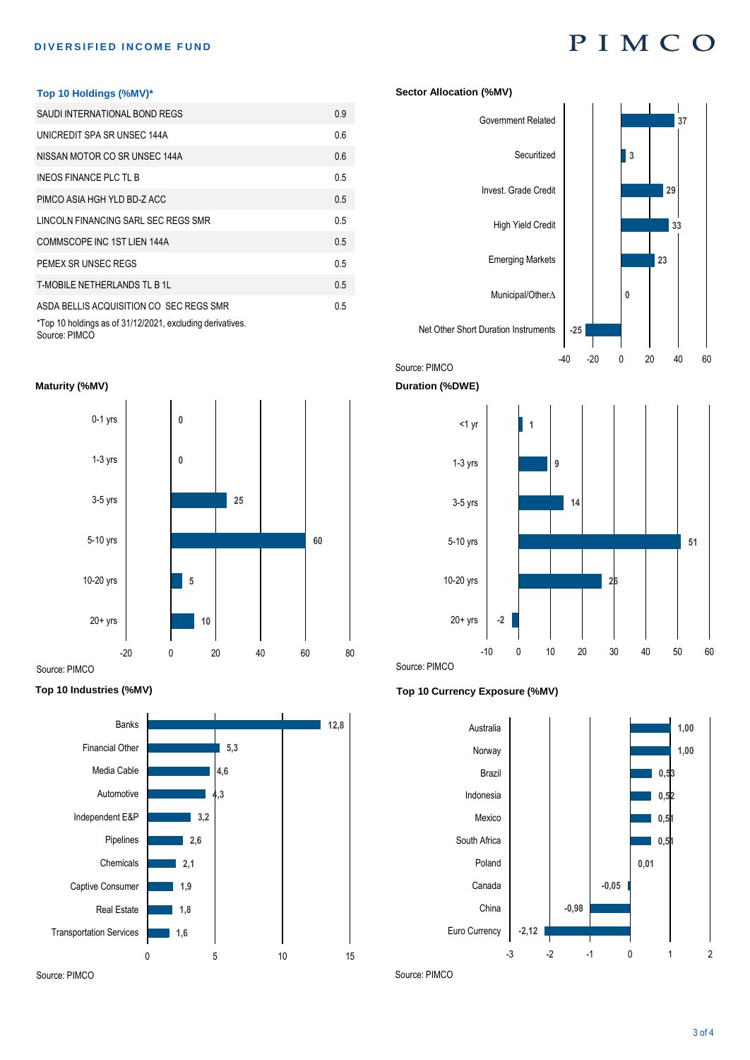## Top 10 Holdings (%MV)*

| Holding | %MV |
|---|---|
| SAUDI INTERNATIONAL BOND REGS | 0.9 |
| UNICREDIT SPA SR UNSEC 144A | 0.6 |
| NISSAN MOTOR CO SR UNSEC 144A | 0.6 |
| INEOS FINANCE PLC TL B | 0.5 |
| PIMCO ASIA HGH YLD BD-Z ACC | 0.5 |
| LINCOLN FINANCING SARL SEC REGS SMR | 0.5 |
| COMMSCOPE INC 1ST LIEN 144A | 0.5 |
| PEMEX SR UNSEC REGS | 0.5 |
| T-MOBILE NETHERLANDS TL B 1L | 0.5 |
| ASDA BELLIS ACQUISITION CO SEC REGS SMR | 0.5 |

*Top 10 holdings as of 31/12/2021, excluding derivatives.
Source: PIMCO

## Sector Allocation (%MV)

| Sector | %MV |
|---|---|
| Government Related | 37 |
| Securitized | 3 |
| Invest. Grade Credit | 29 |
| High Yield Credit | 33 |
| Emerging Markets | 23 |
| Municipal/Other∆ | 0 |
| Net Other Short Duration Instruments | -25 |

Source: PIMCO

## Maturity (%MV)

| Maturity | %MV |
|---|---|
| 0-1 yrs | 0 |
| 1-3 yrs | 0 |
| 3-5 yrs | 25 |
| 5-10 yrs | 60 |
| 10-20 yrs | 5 |
| 20+ yrs | 10 |

Source: PIMCO

## Duration (%DWE)

| Duration | %DWE |
|---|---|
| <1 yr | 1 |
| 1-3 yrs | 9 |
| 3-5 yrs | 14 |
| 5-10 yrs | 51 |
| 10-20 yrs | 26 |
| 20+ yrs | -2 |

Source: PIMCO

## Top 10 Industries (%MV)

| Industry | %MV |
|---|---|
| Banks | 12,8 |
| Financial Other | 5,3 |
| Media Cable | 4,6 |
| Automotive | 4,3 |
| Independent E&P | 3,2 |
| Pipelines | 2,6 |
| Chemicals | 2,1 |
| Captive Consumer | 1,9 |
| Real Estate | 1,8 |
| Transportation Services | 1,6 |

Source: PIMCO

## Top 10 Currency Exposure (%MV)

| Currency | %MV |
|---|---|
| Australia | 1,00 |
| Norway | 1,00 |
| Brazil | 0,53 |
| Indonesia | 0,52 |
| Mexico | 0,51 |
| South Africa | 0,51 |
| Poland | 0,01 |
| Canada | -0,05 |
| China | -0,98 |
| Euro Currency | -2,12 |

Source: PIMCO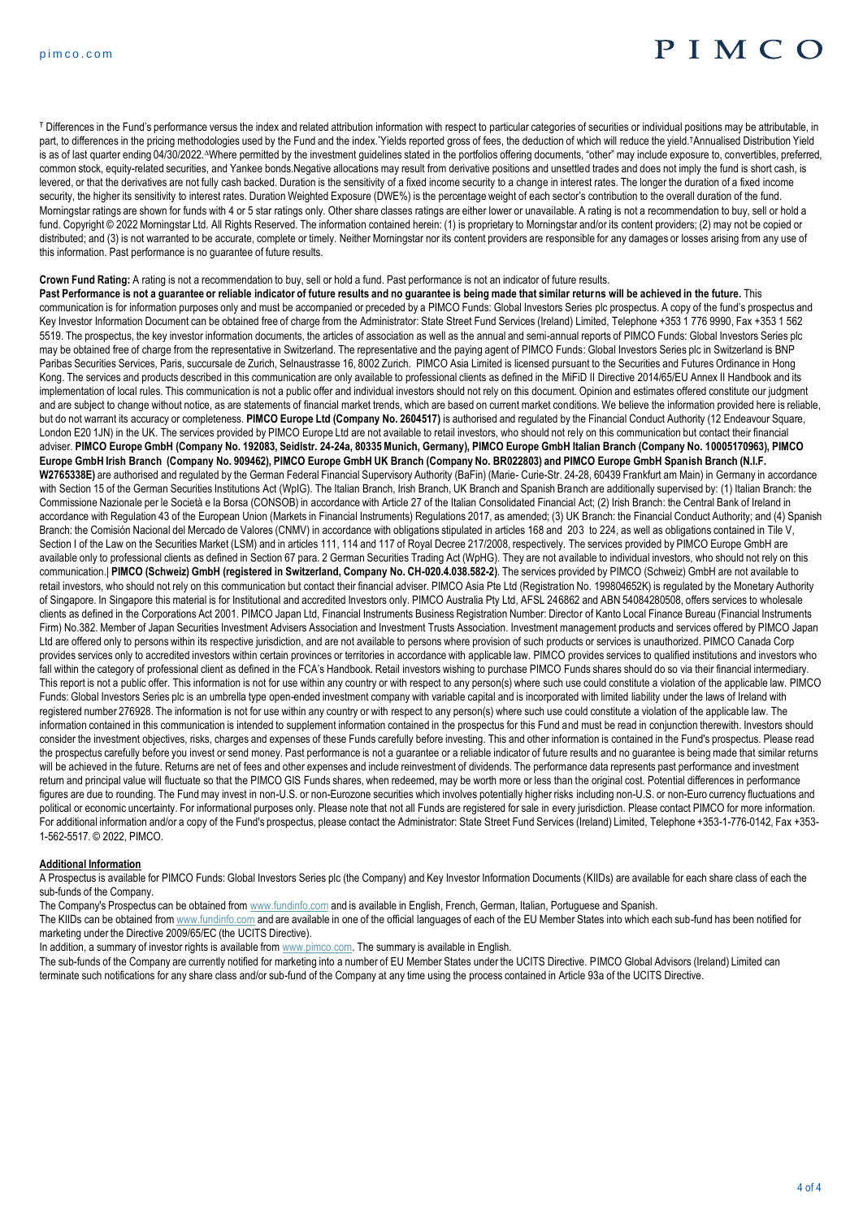ᵀ Differences in the Fund's performance versus the index and related attribution information with respect to particular categories of securities or individual positions may be attributable, in part, to differences in the pricing methodologies used by the Fund and the index.˜Yields reported gross of fees, the deduction of which will reduce the yield.†Annualised Distribution Yield is as of last quarter ending 04/30/2022.ΔWhere permitted by the investment guidelines stated in the portfolios offering documents, "other" may include exposure to, convertibles, preferred, common stock, equity-related securities, and Yankee bonds.Negative allocations may result from derivative positions and unsettled trades and does not imply the fund is short cash, is levered, or that the derivatives are not fully cash backed. Duration is the sensitivity of a fixed income security to a change in interest rates. The longer the duration of a fixed income security, the higher its sensitivity to interest rates. Duration Weighted Exposure (DWE%) is the percentage weight of each sector's contribution to the overall duration of the fund. Morningstar ratings are shown for funds with 4 or 5 star ratings only. Other share classes ratings are either lower or unavailable. A rating is not a recommendation to buy, sell or hold a fund. Copyright © 2022 Morningstar Ltd. All Rights Reserved. The information contained herein: (1) is proprietary to Morningstar and/or its content providers; (2) may not be copied or distributed; and (3) is not warranted to be accurate, complete or timely. Neither Morningstar nor its content providers are responsible for any damages or losses arising from any use of this information. Past performance is no guarantee of future results.

**Crown Fund Rating:** A rating is not a recommendation to buy, sell or hold a fund. Past performance is not an indicator of future results.

**Past Performance is not a guarantee or reliable indicator of future results and no guarantee is being made that similar returns will be achieved in the future.** This communication is for information purposes only and must be accompanied or preceded by a PIMCO Funds: Global Investors Series plc prospectus. A copy of the fund's prospectus and Key Investor Information Document can be obtained free of charge from the Administrator: State Street Fund Services (Ireland) Limited, Telephone +353 1 776 9990, Fax +353 1 562 5519. The prospectus, the key investor information documents, the articles of association as well as the annual and semi-annual reports of PIMCO Funds: Global Investors Series plc may be obtained free of charge from the representative in Switzerland. The representative and the paying agent of PIMCO Funds: Global Investors Series plc in Switzerland is BNP Paribas Securities Services, Paris, succursale de Zurich, Selnaustrasse 16, 8002 Zurich. PIMCO Asia Limited is licensed pursuant to the Securities and Futures Ordinance in Hong Kong. The services and products described in this communication are only available to professional clients as defined in the MiFID II Directive 2014/65/EU Annex II Handbook and its implementation of local rules. This communication is not a public offer and individual investors should not rely on this document. Opinion and estimates offered constitute our judgment and are are subject to change without notice, as are statements of financial market trends, which are based on current market conditions. We believe the information provided here is reliable, but do not warrant its accuracy or completeness. **PIMCO Europe Ltd (Company No. 2604517)** is authorised and regulated by the Financial Conduct Authority (12 Endeavour Square, London E20 1JN) in the UK. The services provided by PIMCO Europe Ltd are not available to retail investors, who should not rely on this communication but contact their financial adviser. **PIMCO Europe GmbH (Company No. 192083, Seidlstr. 24-24a, 80335 Munich, Germany), PIMCO Europe GmbH Italian Branch (Company No. 10005170963), PIMCO Europe GmbH Irish Branch (Company No. 909462), PIMCO Europe GmbH UK Branch (Company No. BR022803) and PIMCO Europe GmbH Spanish Branch (N.I.F. W2765338E)** are authorised and regulated by the German Federal Financial Supervisory Authority (BaFin) (Marie- Curie-Str. 24-28, 60439 Frankfurt am Main) in Germany in accordance with Section 15 of the German Securities Institutions Act (WpIG). The Italian Branch, Irish Branch, UK Branch and Spanish Branch are additionally supervised by: (1) Italian Branch: the Commissione Nazionale per le Società e la Borsa (CONSOB) in accordance with Article 27 of the Italian Consolidated Financial Act; (2) Irish Branch: the Central Bank of Ireland in accordance with Regulation 43 of the European Union (Markets in Financial Instruments) Regulations 2017, as amended; (3) UK Branch: the Financial Conduct Authority; and (4) Spanish Branch: the Comisión Nacional del Mercado de Valores (CNMV) in accordance with obligations stipulated in articles 168 and 203 to 224, as well as obligations contained in Tile V, Section I of the Law on the Securities Market (LSM) and in articles 111, 114 and 117 of Royal Decree 217/2008, respectively. The services provided by PIMCO Europe GmbH are available only to professional clients as defined in Section 67 para. 2 German Securities Trading Act (WpHG). They are not available to individual investors, who should not rely on this communication.| **PIMCO (Schweiz) GmbH (registered in Switzerland, Company No. CH-020.4.038.582-2)**. The services provided by PIMCO (Schweiz) GmbH are not available to retail investors, who should not rely on this communication but contact their financial adviser. PIMCO Asia Pte Ltd (Registration No. 199804652K) is regulated by the Monetary Authority of Singapore. In Singapore this material is for Institutional and accredited Investors only. PIMCO Australia Pty Ltd, AFSL 246862 and ABN 54084280508, offers services to wholesale clients as defined in the Corporations Act 2001. PIMCO Japan Ltd, Financial Instruments Business Registration Number: Director of Kanto Local Finance Bureau (Financial Instruments Firm) No.382. Member of Japan Securities Investment Advisers Association and Investment Trusts Association. Investment management products and services offered by PIMCO Japan Ltd are offered only to persons within its respective jurisdiction, and are not available to persons where provision of such products or services is unauthorized. PIMCO Canada Corp provides services only to accredited investors within certain provinces or territories in accordance with applicable law. PIMCO provides services to qualified institutions and investors who fall within the category of professional client as defined in the FCA's Handbook. Retail investors wishing to purchase PIMCO Funds shares should do so via their financial intermediary. This report is not a public offer. This information is not for use within any country or with respect to any person(s) where such use could constitute a violation of the applicable law. PIMCO Funds: Global Investors Series plc is an umbrella type open-ended investment company with variable capital and is incorporated with limited liability under the laws of Ireland with registered number 276928. The information is not for use within any country or with respect to any person(s) where such use could constitute a violation of the applicable law. The information contained in this communication is intended to supplement information contained in the prospectus for this Fund and must be read in conjunction therewith. Investors should consider the investment objectives, risks, charges and expenses of these Funds carefully before investing. This and other information is contained in the Fund's prospectus. Please read the prospectus carefully before you invest or send money. Past performance is not a guarantee or a reliable indicator of future results and no guarantee is being made that similar returns will be achieved in the future. Returns are net of fees and other expenses and include reinvestment of dividends. The performance data represents past performance and investment return and principal value will fluctuate so that the PIMCO GIS Funds shares, when redeemed, may be worth more or less than the original cost. Potential differences in performance figures are due to rounding. The Fund may invest in non-U.S. or non-Eurozone securities which involves potentially higher risks including non-U.S. or non-Euro currency fluctuations and political or economic uncertainty. For informational purposes only. Please note that not all Funds are registered for sale in every jurisdiction. Please contact PIMCO for more information. For additional information and/or a copy of the Fund's prospectus, please contact the Administrator: State Street Fund Services (Ireland) Limited, Telephone +353-1-776-0142, Fax +353-1-562-5517. © 2022, PIMCO.

**Additional Information**

A Prospectus is available for PIMCO Funds: Global Investors Series plc (the Company) and Key Investor Information Documents (KIIDs) are available for each share class of each the sub-funds of the Company.

The Company's Prospectus can be obtained from www.fundinfo.com and is available in English, French, German, Italian, Portuguese and Spanish.

The KIIDs can be obtained from www.fundinfo.com and are available in one of the official languages of each of the EU Member States into which each sub-fund has been notified for marketing under the Directive 2009/65/EC (the UCITS Directive).

In addition, a summary of investor rights is available from www.pimco.com. The summary is available in English.

The sub-funds of the Company are currently notified for marketing into a number of EU Member States under the UCITS Directive. PIMCO Global Advisors (Ireland) Limited can terminate such notifications for any share class and/or sub-fund of the Company at any time using the process contained in Article 93a of the UCITS Directive.